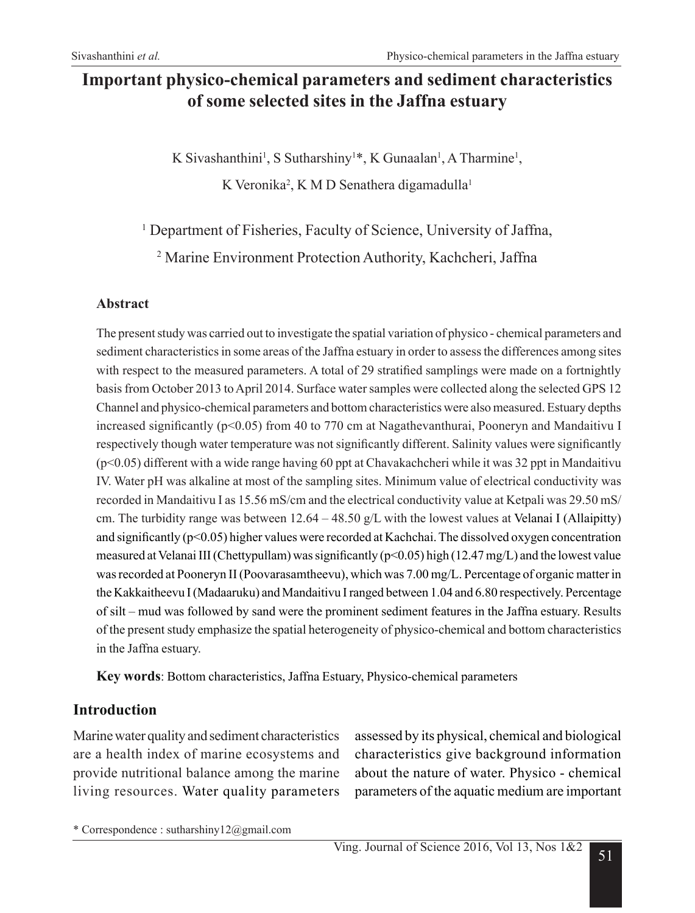# Important physico-chemical parameters and sediment characteristics of some selected sites in the Jaffna estuary

K Sivashanthini[1], S Sutharshiny[1]*, K Gunaalan[1], A Tharmine[1],
K Veronika[2], K M D Senathera digamadulla[1]

[1] Department of Fisheries, Faculty of Science, University of Jaffna,

[2] Marine Environment Protection Authority, Kachcheri, Jaffna

### Abstract

The present study was carried out to investigate the spatial variation of physico - chemical parameters and sediment characteristics in some areas of the Jaffna estuary in order to assess the differences among sites with respect to the measured parameters. A total of 29 stratified samplings were made on a fortnightly basis from October 2013 to April 2014. Surface water samples were collected along the selected GPS 12 Channel and physico-chemical parameters and bottom characteristics were also measured. Estuary depths increased significantly ($p<0.05$) from 40 to 770 cm at Nagathevanthurai, Pooneryn and Mandaitivu I respectively though water temperature was not significantly different. Salinity values were significantly ($p<0.05$) different with a wide range having 60 ppt at Chavakachcheri while it was 32 ppt in Mandaitivu IV. Water pH was alkaline at most of the sampling sites. Minimum value of electrical conductivity was recorded in Mandaitivu I as 15.56 mS/cm and the electrical conductivity value at Ketpali was 29.50 mS/cm. The turbidity range was between 12.64 – 48.50 g/L with the lowest values at Velanai I (Allaipitty) and significantly ($p<0.05$) higher values were recorded at Kachchai. The dissolved oxygen concentration measured at Velanai III (Chettypullam) was significantly ($p<0.05$) high (12.47 mg/L) and the lowest value was recorded at Pooneryn II (Poovarasamtheevu), which was 7.00 mg/L. Percentage of organic matter in the Kakkaitheevu I (Madaaruku) and Mandaitivu I ranged between 1.04 and 6.80 respectively. Percentage of silt – mud was followed by sand were the prominent sediment features in the Jaffna estuary. Results of the present study emphasize the spatial heterogeneity of physico-chemical and bottom characteristics in the Jaffna estuary.

**Key words**: Bottom characteristics, Jaffna Estuary, Physico-chemical parameters

## Introduction

Marine water quality and sediment characteristics are a health index of marine ecosystems and provide nutritional balance among the marine living resources. Water quality parameters assessed by its physical, chemical and biological characteristics give background information about the nature of water. Physico - chemical parameters of the aquatic medium are important

\* Correspondence : sutharshiny12@gmail.com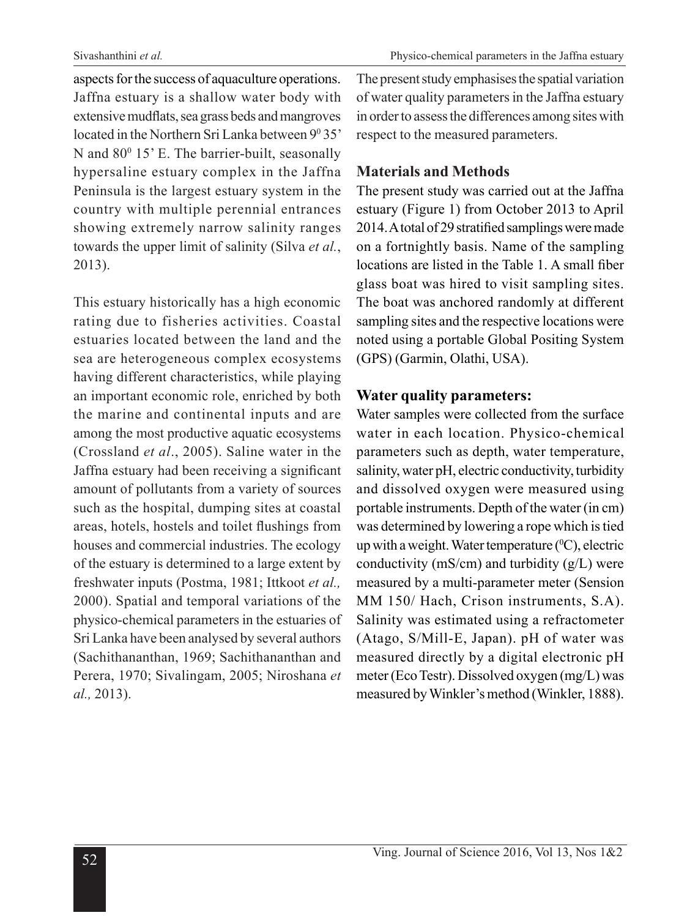aspects for the success of aquaculture operations. Jaffna estuary is a shallow water body with extensive mudflats, sea grass beds and mangroves located in the Northern Sri Lanka between $9^0$ 35' N and $80^0$ 15' E. The barrier-built, seasonally hypersaline estuary complex in the Jaffna Peninsula is the largest estuary system in the country with multiple perennial entrances showing extremely narrow salinity ranges towards the upper limit of salinity (Silva *et al.*, 2013).

This estuary historically has a high economic rating due to fisheries activities. Coastal estuaries located between the land and the sea are heterogeneous complex ecosystems having different characteristics, while playing an important economic role, enriched by both the marine and continental inputs and are among the most productive aquatic ecosystems (Crossland *et al*., 2005). Saline water in the Jaffna estuary had been receiving a significant amount of pollutants from a variety of sources such as the hospital, dumping sites at coastal areas, hotels, hostels and toilet flushings from houses and commercial industries. The ecology of the estuary is determined to a large extent by freshwater inputs (Postma, 1981; Ittkoot *et al.,* 2000). Spatial and temporal variations of the physico-chemical parameters in the estuaries of Sri Lanka have been analysed by several authors (Sachithananthan, 1969; Sachithananthan and Perera, 1970; Sivalingam, 2005; Niroshana *et al.,* 2013).

The present study emphasises the spatial variation of water quality parameters in the Jaffna estuary in order to assess the differences among sites with respect to the measured parameters.

## Materials and Methods

The present study was carried out at the Jaffna estuary (Figure 1) from October 2013 to April 2014. A total of 29 stratified samplings were made on a fortnightly basis. Name of the sampling locations are listed in the Table 1. A small fiber glass boat was hired to visit sampling sites. The boat was anchored randomly at different sampling sites and the respective locations were noted using a portable Global Positing System (GPS) (Garmin, Olathi, USA).

## Water quality parameters:

Water samples were collected from the surface water in each location. Physico-chemical parameters such as depth, water temperature, salinity, water pH, electric conductivity, turbidity and dissolved oxygen were measured using portable instruments. Depth of the water (in cm) was determined by lowering a rope which is tied up with a weight. Water temperature ($^0$C), electric conductivity (mS/cm) and turbidity (g/L) were measured by a multi-parameter meter (Sension MM 150/ Hach, Crison instruments, S.A). Salinity was estimated using a refractometer (Atago, S/Mill-E, Japan). pH of water was measured directly by a digital electronic pH meter (Eco Testr). Dissolved oxygen (mg/L) was measured by Winkler's method (Winkler, 1888).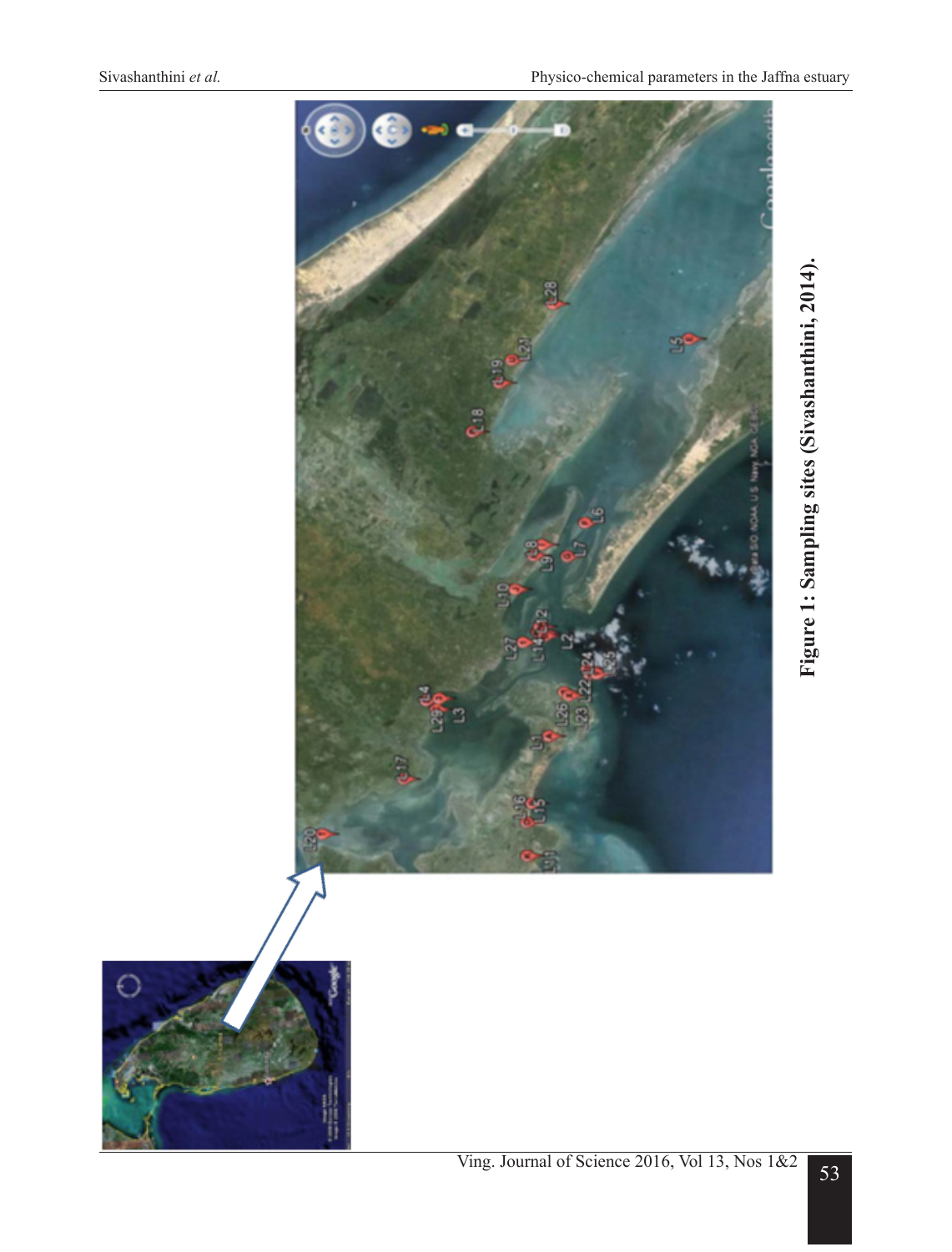Figure 1: Sampling sites (Sivashanthini, 2014).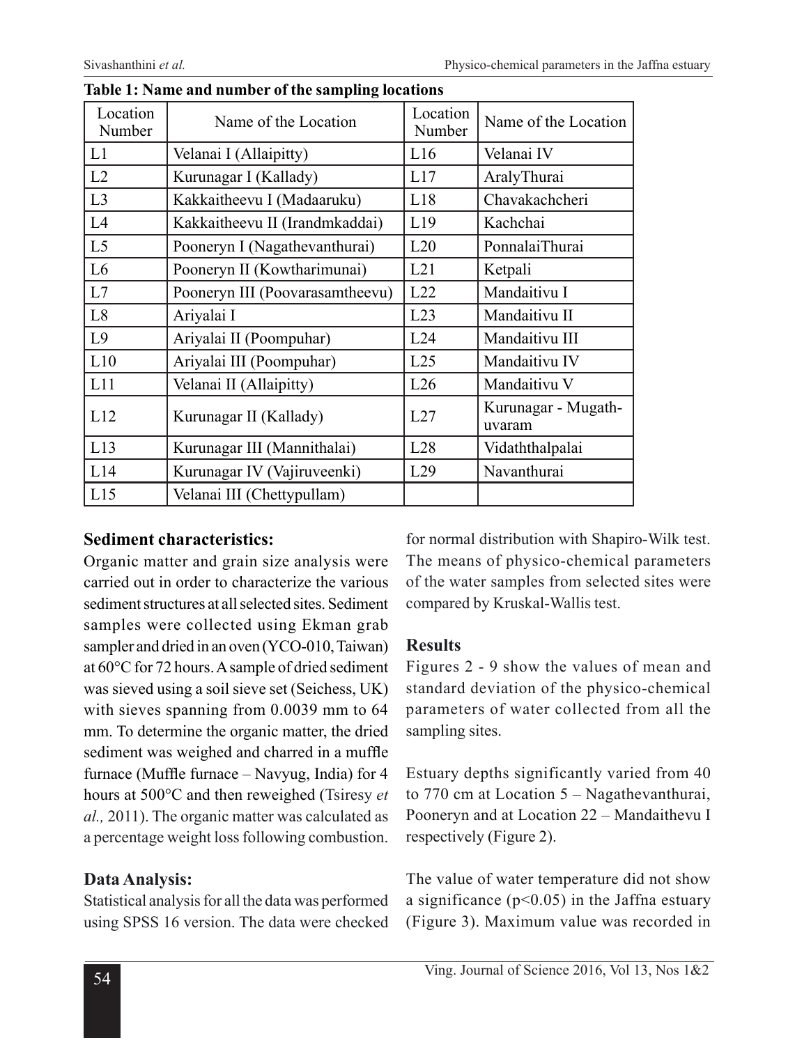**Table 1: Name and number of the sampling locations**

| Location Number | Name of the Location | Location Number | Name of the Location |
|---|---|---|---|
| L1 | Velanai I (Allaipitty) | L16 | Velanai IV |
| L2 | Kurunagar I (Kallady) | L17 | AralyThurai |
| L3 | Kakkaitheevu I (Madaaruku) | L18 | Chavakachcheri |
| L4 | Kakkaitheevu II (Irandmkaddai) | L19 | Kachchai |
| L5 | Pooneryn I (Nagathevanthurai) | L20 | PonnalaiThurai |
| L6 | Pooneryn II (Kowtharimunai) | L21 | Ketpali |
| L7 | Pooneryn III (Poovarasamtheevu) | L22 | Mandaitivu I |
| L8 | Ariyalai I | L23 | Mandaitivu II |
| L9 | Ariyalai II (Poompuhar) | L24 | Mandaitivu III |
| L10 | Ariyalai III (Poompuhar) | L25 | Mandaitivu IV |
| L11 | Velanai II (Allaipitty) | L26 | Mandaitivu V |
| L12 | Kurunagar II (Kallady) | L27 | Kurunagar - Mugath-uvaram |
| L13 | Kurunagar III (Mannithalai) | L28 | Vidaththalpalai |
| L14 | Kurunagar IV (Vajiruveenki) | L29 | Navanthurai |
| L15 | Velanai III (Chettypullam) | | |

### Sediment characteristics:

Organic matter and grain size analysis were carried out in order to characterize the various sediment structures at all selected sites. Sediment samples were collected using Ekman grab sampler and dried in an oven (YCO-010, Taiwan) at 60°C for 72 hours. A sample of dried sediment was sieved using a soil sieve set (Seichess, UK) with sieves spanning from 0.0039 mm to 64 mm. To determine the organic matter, the dried sediment was weighed and charred in a muffle furnace (Muffle furnace – Navyug, India) for 4 hours at 500°C and then reweighed (Tsiresy *et al.,* 2011). The organic matter was calculated as a percentage weight loss following combustion.

### Data Analysis:

Statistical analysis for all the data was performed using SPSS 16 version. The data were checked for normal distribution with Shapiro-Wilk test. The means of physico-chemical parameters of the water samples from selected sites were compared by Kruskal-Wallis test.

## Results

Figures 2 - 9 show the values of mean and standard deviation of the physico-chemical parameters of water collected from all the sampling sites.

Estuary depths significantly varied from 40 to 770 cm at Location 5 – Nagathevanthurai, Pooneryn and at Location 22 – Mandaithevu I respectively (Figure 2).

The value of water temperature did not show a significance ($p<0.05$) in the Jaffna estuary (Figure 3). Maximum value was recorded in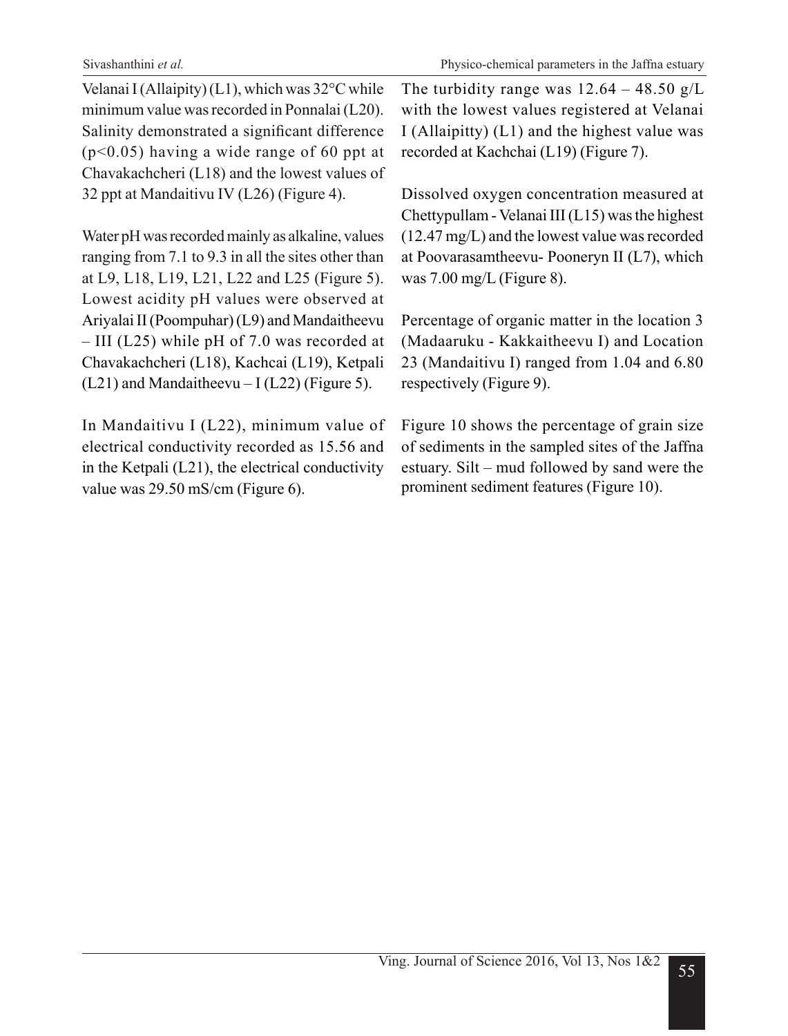Velanai I (Allaipity) (L1), which was 32°C while minimum value was recorded in Ponnalai (L20). Salinity demonstrated a significant difference ($p<0.05$) having a wide range of 60 ppt at Chavakachcheri (L18) and the lowest values of 32 ppt at Mandaitivu IV (L26) (Figure 4).

Water pH was recorded mainly as alkaline, values ranging from 7.1 to 9.3 in all the sites other than at L9, L18, L19, L21, L22 and L25 (Figure 5). Lowest acidity pH values were observed at Ariyalai II (Poompuhar) (L9) and Mandaitheevu – III (L25) while pH of 7.0 was recorded at Chavakachcheri (L18), Kachcai (L19), Ketpali (L21) and Mandaitheevu – I (L22) (Figure 5).

In Mandaitivu I (L22), minimum value of electrical conductivity recorded as 15.56 and in the Ketpali (L21), the electrical conductivity value was 29.50 mS/cm (Figure 6).

The turbidity range was 12.64 – 48.50 g/L with the lowest values registered at Velanai I (Allaipitty) (L1) and the highest value was recorded at Kachchai (L19) (Figure 7).

Dissolved oxygen concentration measured at Chettypullam - Velanai III (L15) was the highest (12.47 mg/L) and the lowest value was recorded at Poovarasamtheevu- Pooneryn II (L7), which was 7.00 mg/L (Figure 8).

Percentage of organic matter in the location 3 (Madaaruku - Kakkaitheevu I) and Location 23 (Mandaitivu I) ranged from 1.04 and 6.80 respectively (Figure 9).

Figure 10 shows the percentage of grain size of sediments in the sampled sites of the Jaffna estuary. Silt – mud followed by sand were the prominent sediment features (Figure 10).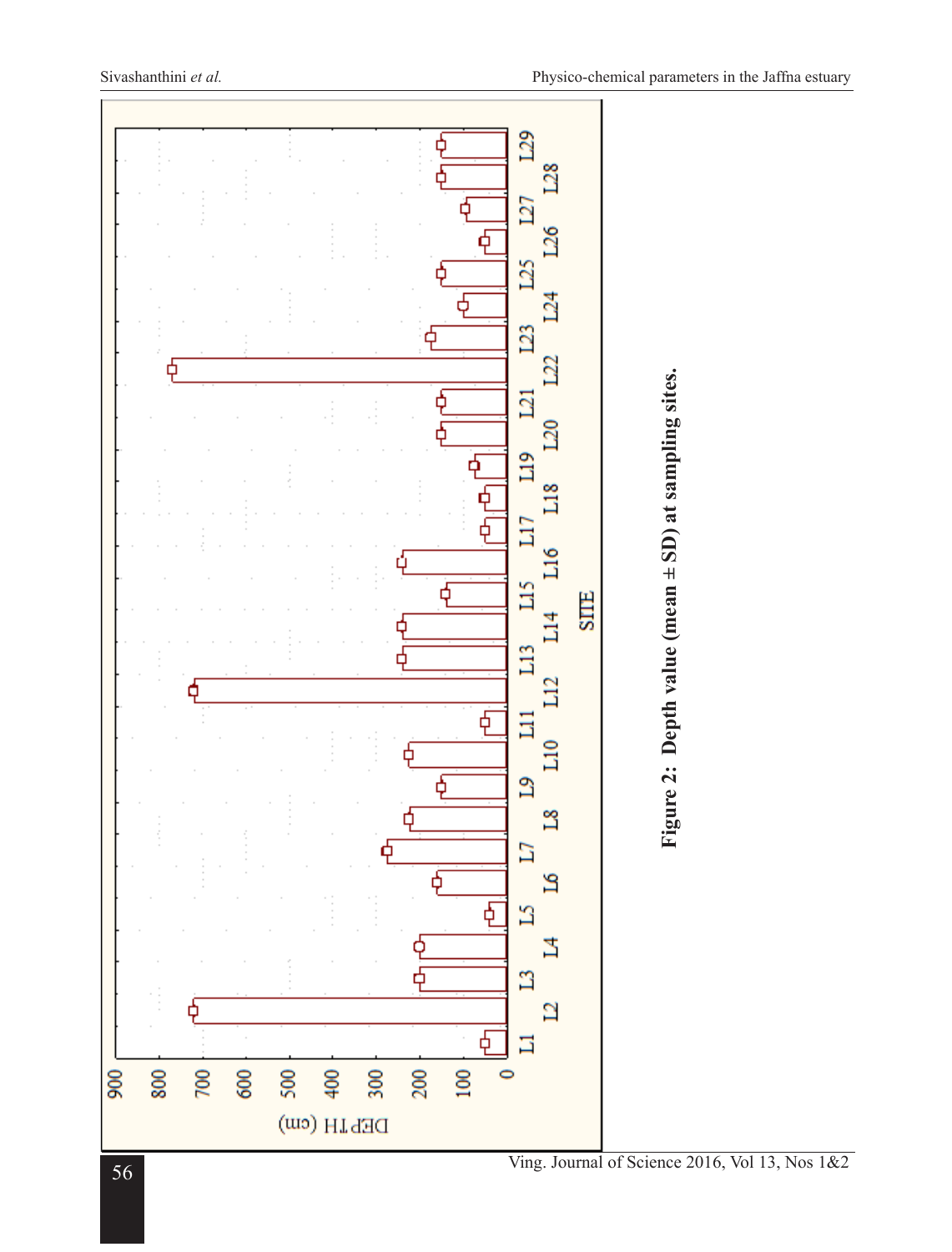Figure 2: Depth value (mean ± SD) at sampling sites.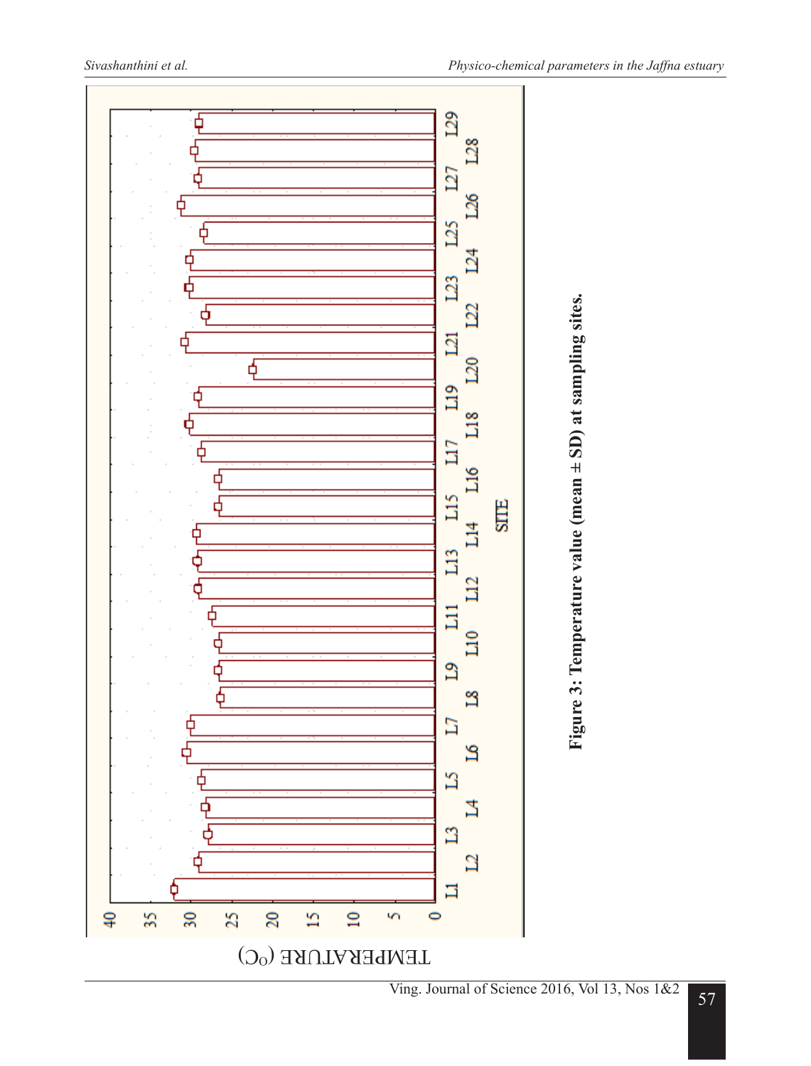**Figure 3: Temperature value (mean ± SD) at sampling sites.**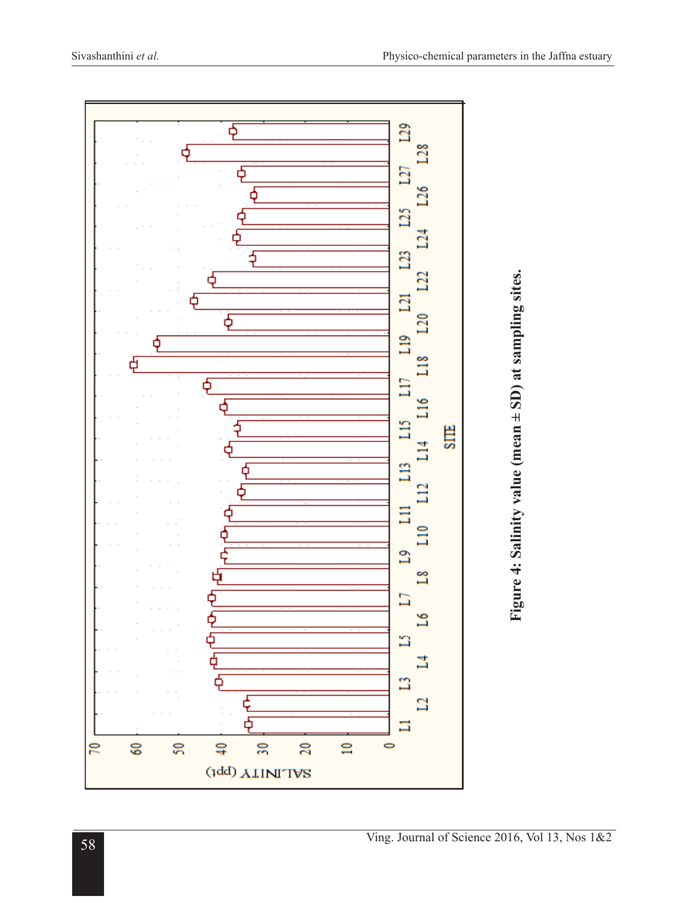**Figure 4: Salinity value (mean ± SD) at sampling sites.**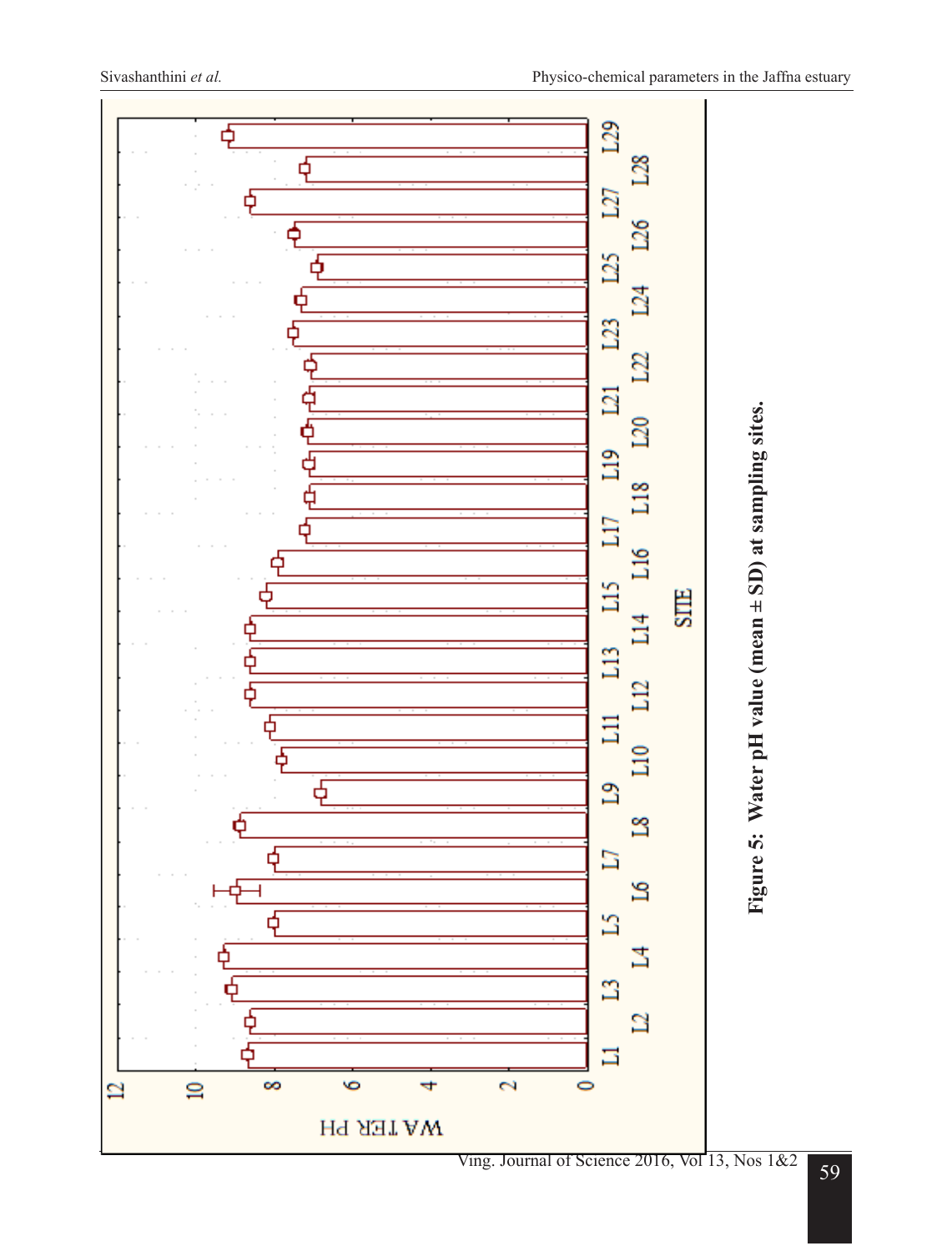**Figure 5: Water pH value (mean ± SD) at sampling sites.**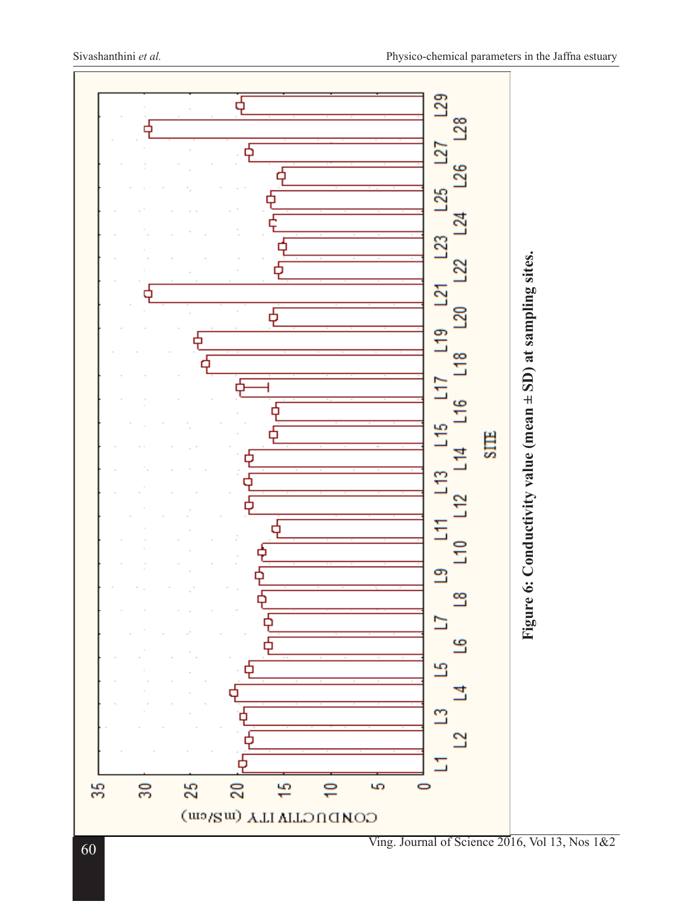Figure 6: Conductivity value (mean ± SD) at sampling sites.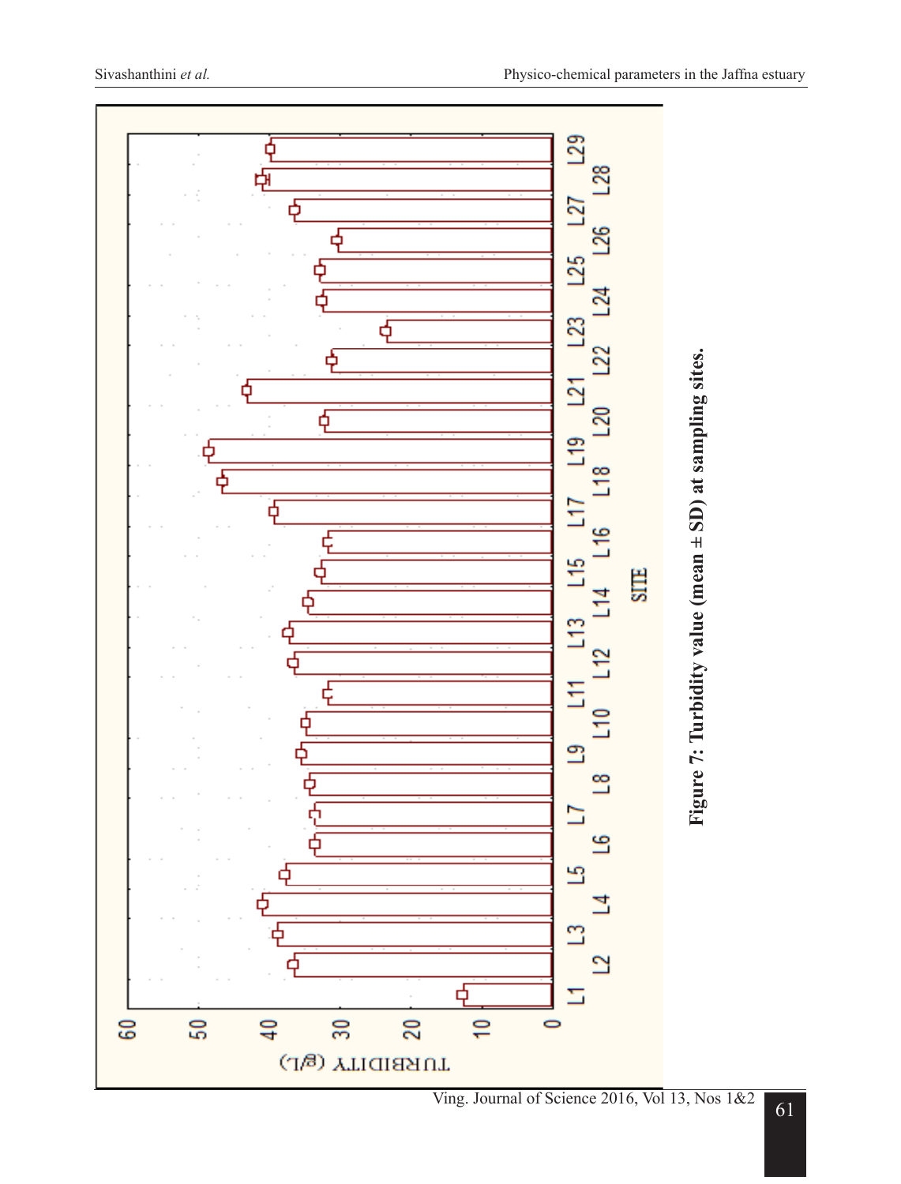Figure 7: Turbidity value (mean ± SD) at sampling sites.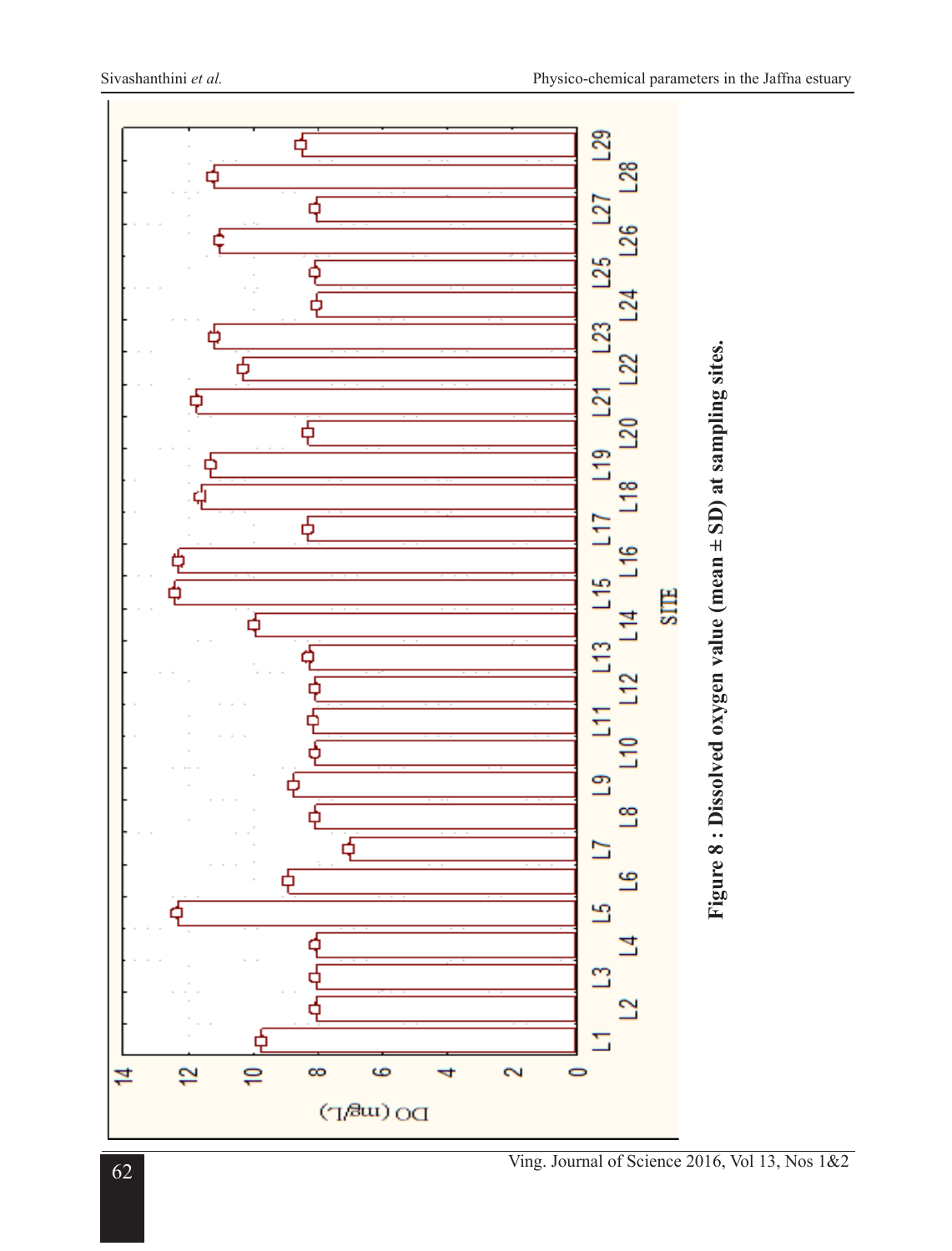Figure 8 : Dissolved oxygen value (mean ± SD) at sampling sites.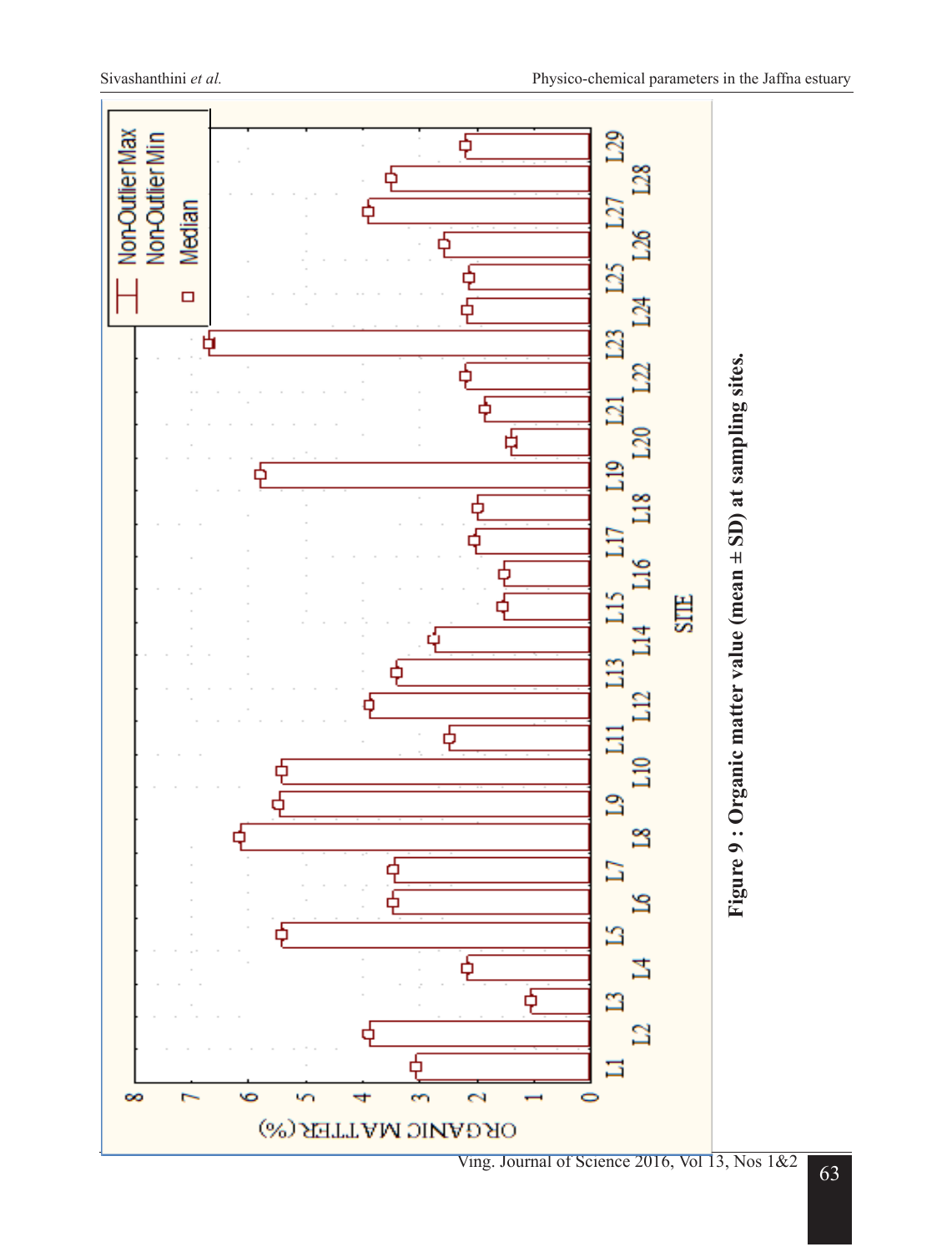Figure 9 : Organic matter value (mean ± SD) at sampling sites.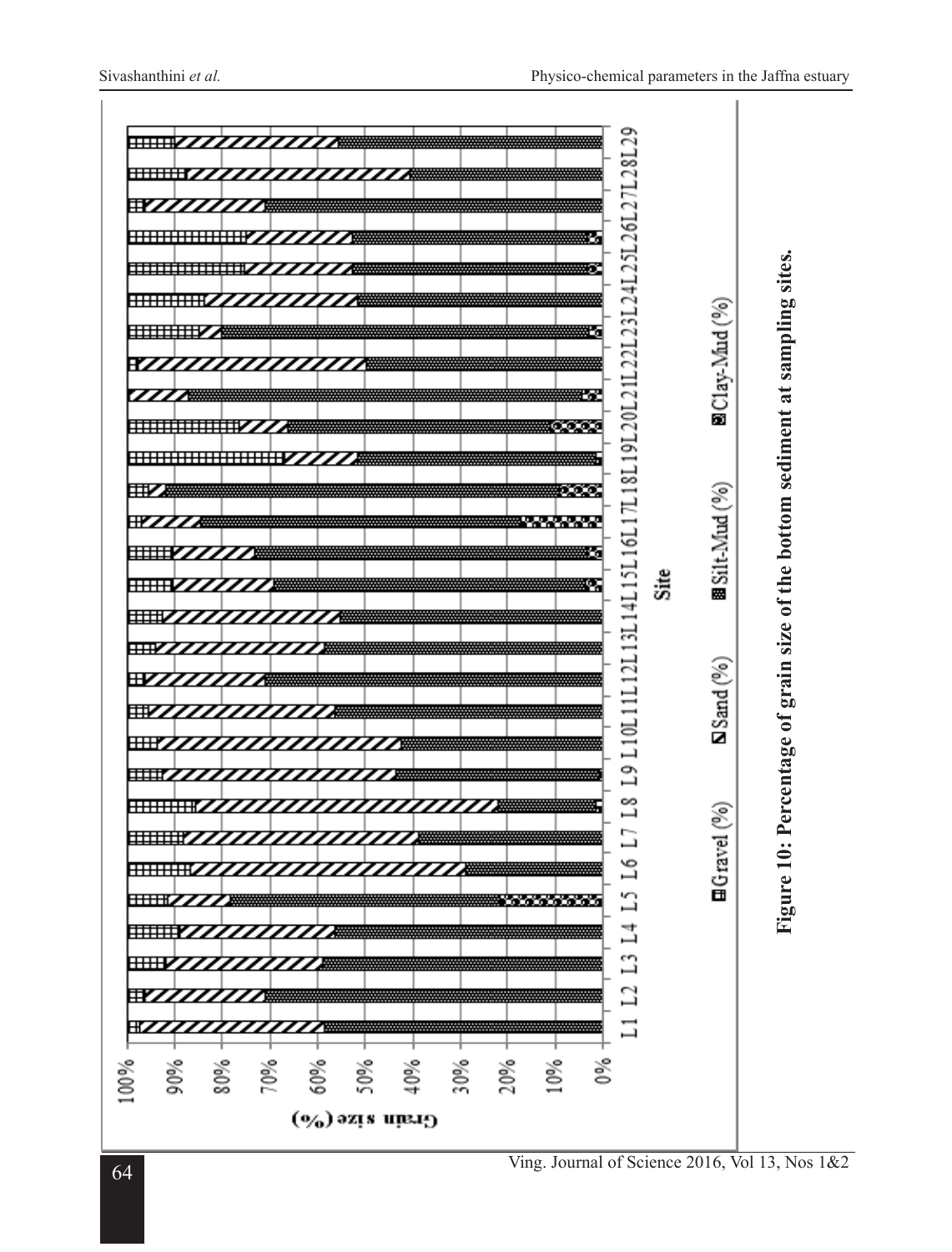Figure 10: Percentage of grain size of the bottom sediment at sampling sites.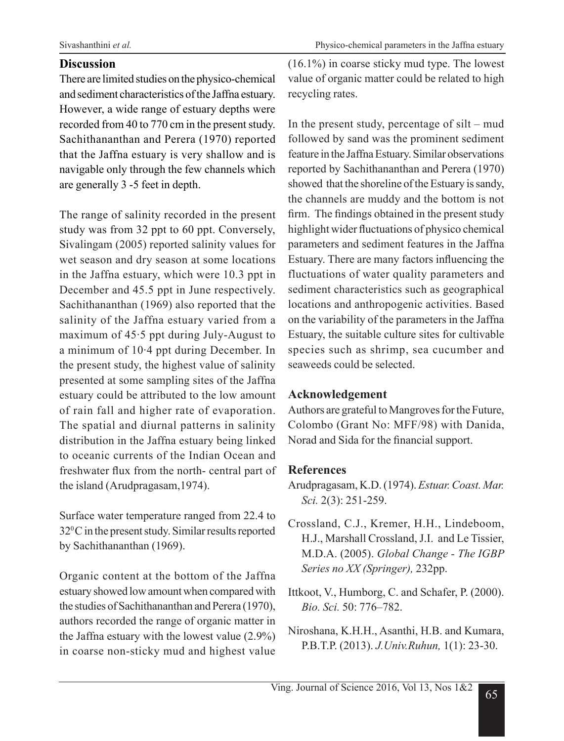## Discussion

There are limited studies on the physico-chemical and sediment characteristics of the Jaffna estuary. However, a wide range of estuary depths were recorded from 40 to 770 cm in the present study. Sachithananthan and Perera (1970) reported that the Jaffna estuary is very shallow and is navigable only through the few channels which are generally 3 -5 feet in depth.

The range of salinity recorded in the present study was from 32 ppt to 60 ppt. Conversely, Sivalingam (2005) reported salinity values for wet season and dry season at some locations in the Jaffna estuary, which were 10.3 ppt in December and 45.5 ppt in June respectively. Sachithananthan (1969) also reported that the salinity of the Jaffna estuary varied from a maximum of 45·5 ppt during July-August to a minimum of 10·4 ppt during December. In the present study, the highest value of salinity presented at some sampling sites of the Jaffna estuary could be attributed to the low amount of rain fall and higher rate of evaporation. The spatial and diurnal patterns in salinity distribution in the Jaffna estuary being linked to oceanic currents of the Indian Ocean and freshwater flux from the north- central part of the island (Arudpragasam,1974).

Surface water temperature ranged from 22.4 to $32^{0}$C in the present study. Similar results reported by Sachithananthan (1969).

Organic content at the bottom of the Jaffna estuary showed low amount when compared with the studies of Sachithananthan and Perera (1970), authors recorded the range of organic matter in the Jaffna estuary with the lowest value (2.9%) in coarse non-sticky mud and highest value (16.1%) in coarse sticky mud type. The lowest value of organic matter could be related to high recycling rates.

In the present study, percentage of silt – mud followed by sand was the prominent sediment feature in the Jaffna Estuary. Similar observations reported by Sachithananthan and Perera (1970) showed that the shoreline of the Estuary is sandy, the channels are muddy and the bottom is not firm. The findings obtained in the present study highlight wider fluctuations of physico chemical parameters and sediment features in the Jaffna Estuary. There are many factors influencing the fluctuations of water quality parameters and sediment characteristics such as geographical locations and anthropogenic activities. Based on the variability of the parameters in the Jaffna Estuary, the suitable culture sites for cultivable species such as shrimp, sea cucumber and seaweeds could be selected.

## Acknowledgement

Authors are grateful to Mangroves for the Future, Colombo (Grant No: MFF/98) with Danida, Norad and Sida for the financial support.

## References

Arudpragasam, K.D. (1974). *Estuar. Coast. Mar. Sci.* 2(3): 251-259.

Crossland, C.J., Kremer, H.H., Lindeboom, H.J., Marshall Crossland, J.I. and Le Tissier, M.D.A. (2005). *Global Change - The IGBP Series no XX (Springer),* 232pp.

Ittkoot, V., Humborg, C. and Schafer, P. (2000). *Bio. Sci.* 50: 776–782.

Niroshana, K.H.H., Asanthi, H.B. and Kumara, P.B.T.P. (2013). *J.Univ.Ruhun,* 1(1): 23-30.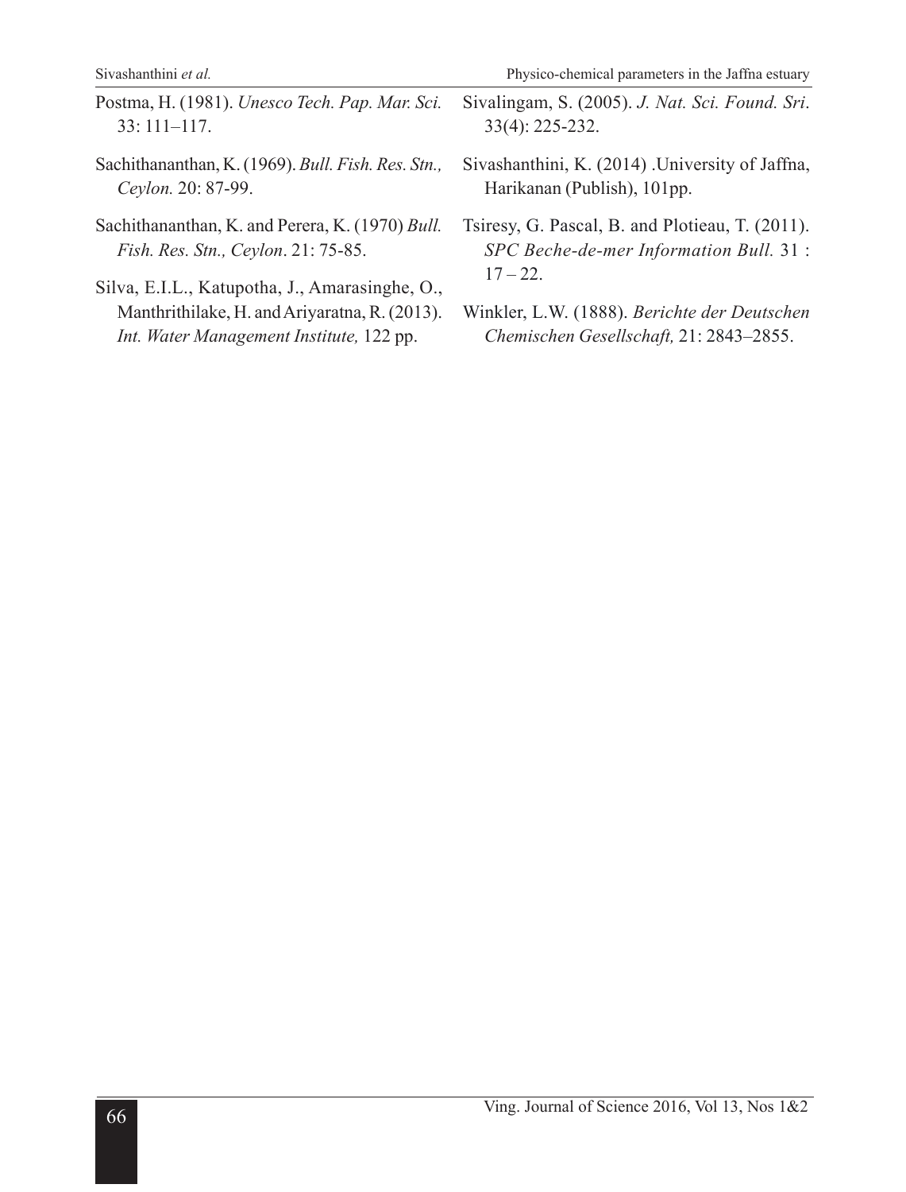Postma, H. (1981). *Unesco Tech. Pap. Mar. Sci.* 33: 111–117.

Sachithananthan, K. (1969). *Bull. Fish. Res. Stn., Ceylon.* 20: 87-99.

Sachithananthan, K. and Perera, K. (1970) *Bull. Fish. Res. Stn., Ceylon*. 21: 75-85.

Silva, E.I.L., Katupotha, J., Amarasinghe, O., Manthrithilake, H. and Ariyaratna, R. (2013). *Int. Water Management Institute,* 122 pp.

Sivalingam, S. (2005). *J. Nat. Sci. Found. Sri*. 33(4): 225-232.

Sivashanthini, K. (2014) .University of Jaffna, Harikanan (Publish), 101pp.

Tsiresy, G. Pascal, B. and Plotieau, T. (2011). *SPC Beche-de-mer Information Bull.* 31 : 17 – 22.

Winkler, L.W. (1888). *Berichte der Deutschen Chemischen Gesellschaft,* 21: 2843–2855.